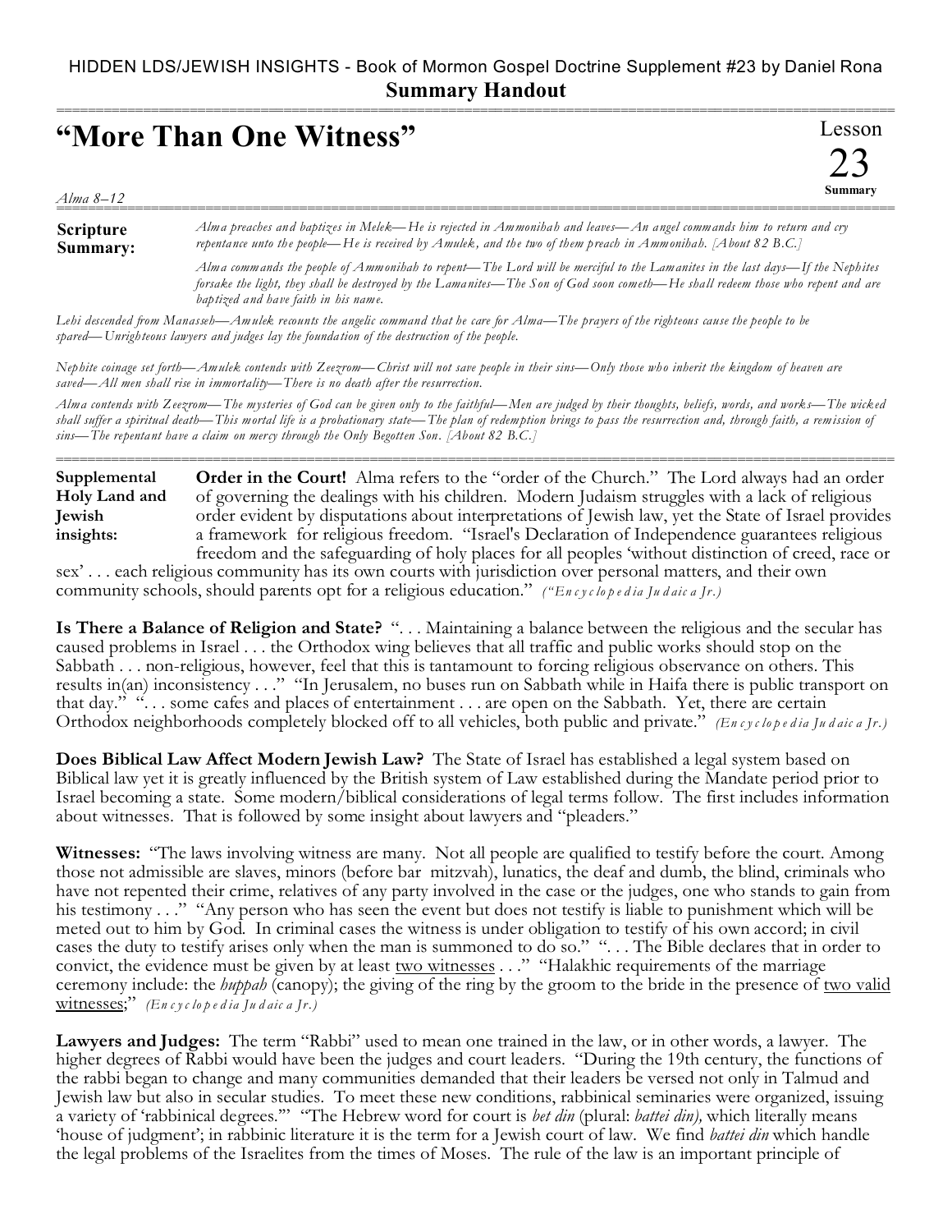HIDDEN LDS/JEWISH INSIGHTS - Book of Mormon Gospel Doctrine Supplement #23 by Daniel Rona
**Summary Handout**

# "More Than One Witness"

Lesson 23 Summary

*Alma 8–12*

**Scripture Summary:**

*Alma preaches and baptizes in Melek—He is rejected in Ammonihah and leaves—An angel commands him to return and cry repentance unto the people—He is received by Amulek, and the two of them preach in Ammonihah. [About 82 B.C.]*

*Alma commands the people of Ammonihah to repent—The Lord will be merciful to the Lamanites in the last days—If the Nephites forsake the light, they shall be destroyed by the Lamanites—The Son of God soon cometh—He shall redeem those who repent and are baptized and have faith in his name.*

*Lehi descended from Manasseh—Amulek recounts the angelic command that he care for Alma—The prayers of the righteous cause the people to be spared—Unrighteous lawyers and judges lay the foundation of the destruction of the people.*

*Nephite coinage set forth—Amulek contends with Zeezrom—Christ will not save people in their sins—Only those who inherit the kingdom of heaven are saved—All men shall rise in immortality—There is no death after the resurrection.*

*Alma contends with Zeezrom—The mysteries of God can be given only to the faithful—Men are judged by their thoughts, beliefs, words, and works—The wicked shall suffer a spiritual death—This mortal life is a probationary state—The plan of redemption brings to pass the resurrection and, through faith, a remission of sins—The repentant have a claim on mercy through the Only Begotten Son. [About 82 B.C.]*

**Supplemental Holy Land and Jewish insights:**

**Order in the Court!** Alma refers to the "order of the Church." The Lord always had an order of governing the dealings with his children. Modern Judaism struggles with a lack of religious order evident by disputations about interpretations of Jewish law, yet the State of Israel provides a framework for religious freedom. "Israel's Declaration of Independence guarantees religious freedom and the safeguarding of holy places for all peoples 'without distinction of creed, race or sex' . . . each religious community has its own courts with jurisdiction over personal matters, and their own community schools, should parents opt for a religious education." *("Encyclopedia Judaica Jr.)*

**Is There a Balance of Religion and State?** ". . . Maintaining a balance between the religious and the secular has caused problems in Israel . . . the Orthodox wing believes that all traffic and public works should stop on the Sabbath . . . non-religious, however, feel that this is tantamount to forcing religious observance on others. This results in(an) inconsistency . . ." "In Jerusalem, no buses run on Sabbath while in Haifa there is public transport on that day." ". . . some cafes and places of entertainment . . . are open on the Sabbath. Yet, there are certain Orthodox neighborhoods completely blocked off to all vehicles, both public and private." *(Encyclopedia Judaica Jr.)*

**Does Biblical Law Affect Modern Jewish Law?** The State of Israel has established a legal system based on Biblical law yet it is greatly influenced by the British system of Law established during the Mandate period prior to Israel becoming a state. Some modern/biblical considerations of legal terms follow. The first includes information about witnesses. That is followed by some insight about lawyers and "pleaders."

**Witnesses:** "The laws involving witness are many. Not all people are qualified to testify before the court. Among those not admissible are slaves, minors (before bar mitzvah), lunatics, the deaf and dumb, the blind, criminals who have not repented their crime, relatives of any party involved in the case or the judges, one who stands to gain from his testimony . . ." "Any person who has seen the event but does not testify is liable to punishment which will be meted out to him by God. In criminal cases the witness is under obligation to testify of his own accord; in civil cases the duty to testify arises only when the man is summoned to do so." ". . . The Bible declares that in order to convict, the evidence must be given by at least <u>two witnesses</u> . . ." "Halakhic requirements of the marriage ceremony include: the *huppah* (canopy); the giving of the ring by the groom to the bride in the presence of <u>two valid witnesses</u>;" *(Encyclopedia Judaica Jr.)*

**Lawyers and Judges:** The term "Rabbi" used to mean one trained in the law, or in other words, a lawyer. The higher degrees of Rabbi would have been the judges and court leaders. "During the 19th century, the functions of the rabbi began to change and many communities demanded that their leaders be versed not only in Talmud and Jewish law but also in secular studies. To meet these new conditions, rabbinical seminaries were organized, issuing a variety of 'rabbinical degrees.'" "The Hebrew word for court is *bet din* (plural: *battei din),* which literally means 'house of judgment'; in rabbinic literature it is the term for a Jewish court of law. We find *battei din* which handle the legal problems of the Israelites from the times of Moses. The rule of the law is an important principle of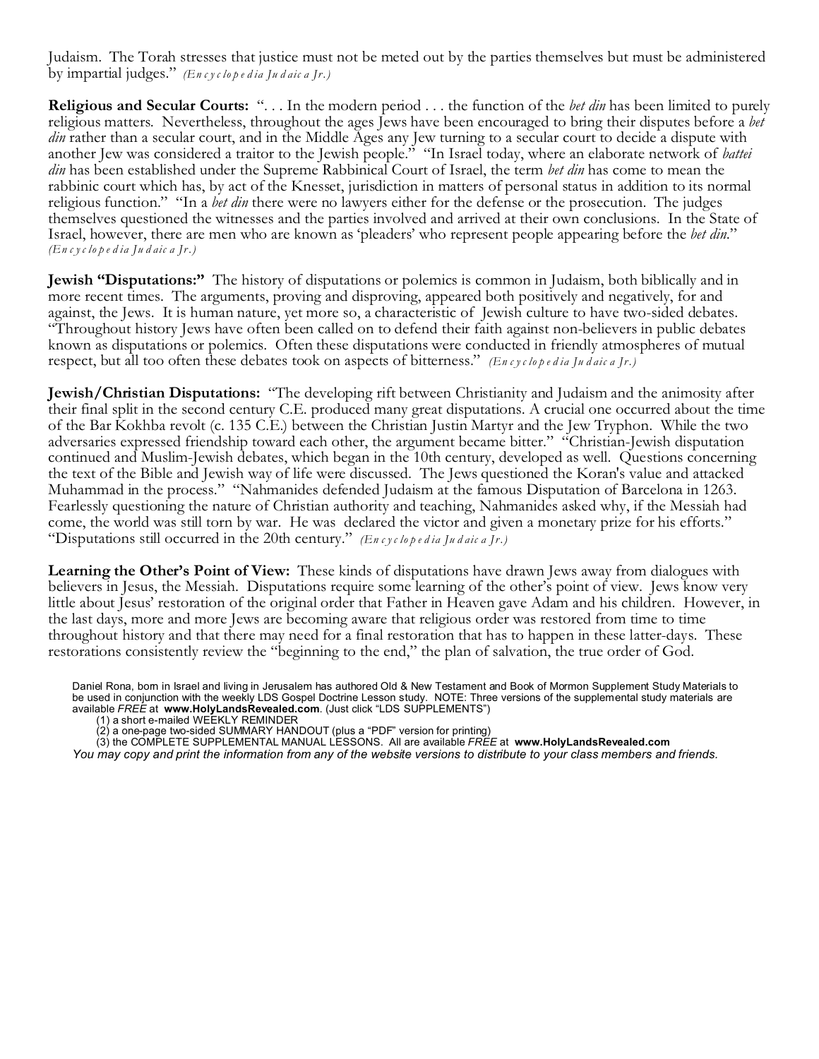Judaism. The Torah stresses that justice must not be meted out by the parties themselves but must be administered by impartial judges." *(Encyclopedia Judaica Jr.)*

**Religious and Secular Courts:** ". . . In the modern period . . . the function of the *bet din* has been limited to purely religious matters. Nevertheless, throughout the ages Jews have been encouraged to bring their disputes before a *bet din* rather than a secular court, and in the Middle Ages any Jew turning to a secular court to decide a dispute with another Jew was considered a traitor to the Jewish people." "In Israel today, where an elaborate network of *battei din* has been established under the Supreme Rabbinical Court of Israel, the term *bet din* has come to mean the rabbinic court which has, by act of the Knesset, jurisdiction in matters of personal status in addition to its normal religious function." "In a *bet din* there were no lawyers either for the defense or the prosecution. The judges themselves questioned the witnesses and the parties involved and arrived at their own conclusions. In the State of Israel, however, there are men who are known as 'pleaders' who represent people appearing before the *bet din*." *(Encyclopedia Judaica Jr.)*

**Jewish "Disputations:"** The history of disputations or polemics is common in Judaism, both biblically and in more recent times. The arguments, proving and disproving, appeared both positively and negatively, for and against, the Jews. It is human nature, yet more so, a characteristic of Jewish culture to have two-sided debates. "Throughout history Jews have often been called on to defend their faith against non-believers in public debates known as disputations or polemics. Often these disputations were conducted in friendly atmospheres of mutual respect, but all too often these debates took on aspects of bitterness." *(Encyclopedia Judaica Jr.)*

**Jewish/Christian Disputations:** "The developing rift between Christianity and Judaism and the animosity after their final split in the second century C.E. produced many great disputations. A crucial one occurred about the time of the Bar Kokhba revolt (c. 135 C.E.) between the Christian Justin Martyr and the Jew Tryphon. While the two adversaries expressed friendship toward each other, the argument became bitter." "Christian-Jewish disputation continued and Muslim-Jewish debates, which began in the 10th century, developed as well. Questions concerning the text of the Bible and Jewish way of life were discussed. The Jews questioned the Koran's value and attacked Muhammad in the process." "Nahmanides defended Judaism at the famous Disputation of Barcelona in 1263. Fearlessly questioning the nature of Christian authority and teaching, Nahmanides asked why, if the Messiah had come, the world was still torn by war. He was declared the victor and given a monetary prize for his efforts." "Disputations still occurred in the 20th century." *(Encyclopedia Judaica Jr.)*

**Learning the Other's Point of View:** These kinds of disputations have drawn Jews away from dialogues with believers in Jesus, the Messiah. Disputations require some learning of the other's point of view. Jews know very little about Jesus' restoration of the original order that Father in Heaven gave Adam and his children. However, in the last days, more and more Jews are becoming aware that religious order was restored from time to time throughout history and that there may need for a final restoration that has to happen in these latter-days. These restorations consistently review the "beginning to the end," the plan of salvation, the true order of God.

Daniel Rona, born in Israel and living in Jerusalem has authored Old & New Testament and Book of Mormon Supplement Study Materials to be used in conjunction with the weekly LDS Gospel Doctrine Lesson study. NOTE: Three versions of the supplemental study materials are available *FREE* at **www.HolyLandsRevealed.com**. (Just click "LDS SUPPLEMENTS")

(1) a short e-mailed WEEKLY REMINDER
(2) a one-page two-sided SUMMARY HANDOUT (plus a "PDF" version for printing)
(3) the COMPLETE SUPPLEMENTAL MANUAL LESSONS. All are available *FREE* at **www.HolyLandsRevealed.com**

*You may copy and print the information from any of the website versions to distribute to your class members and friends.*